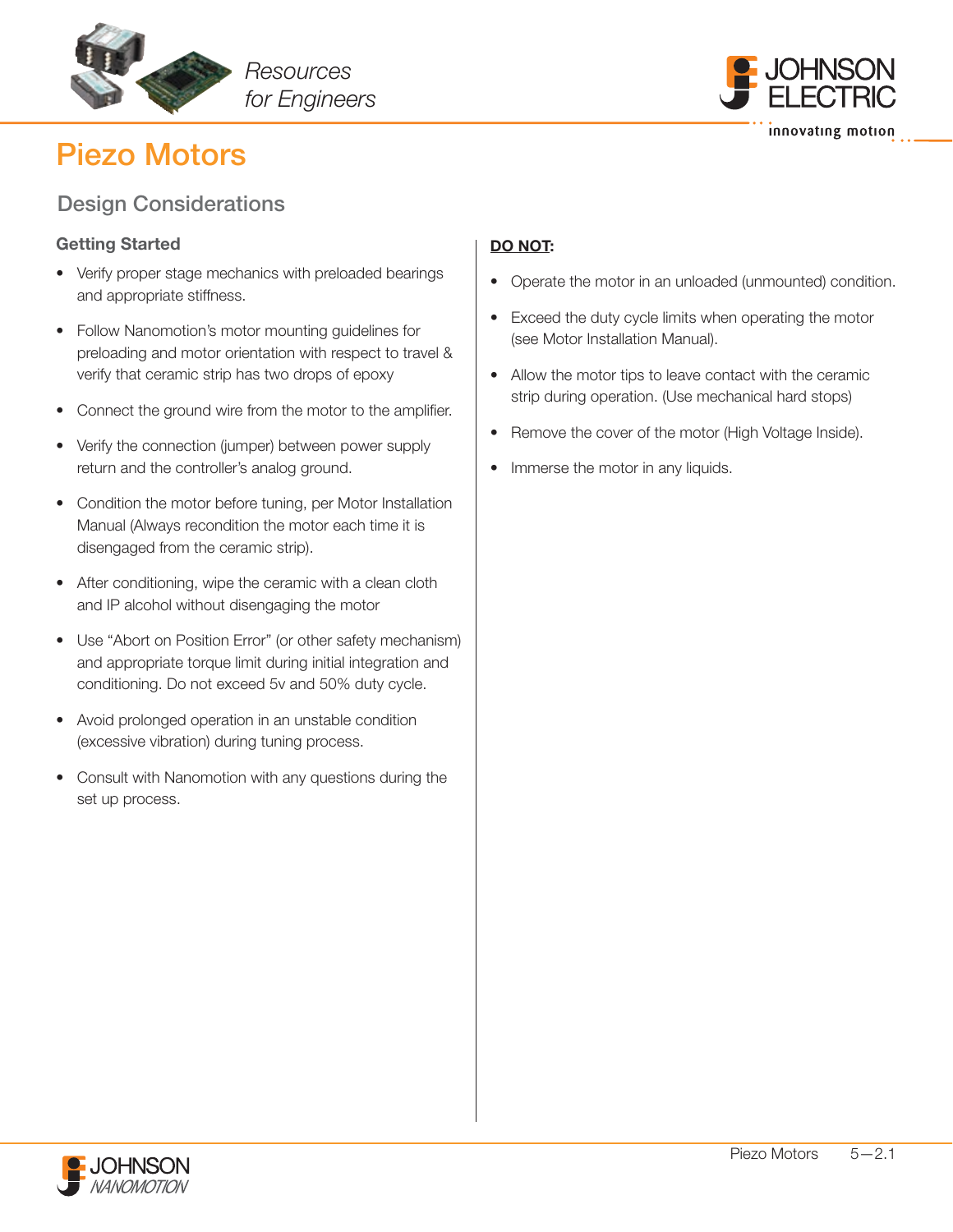# Piezo Motors

## Design Considerations

### Getting Started

- Verify proper stage mechanics with preloaded bearings and appropriate stiffness.
- Follow Nanomotion's motor mounting guidelines for preloading and motor orientation with respect to travel & verify that ceramic strip has two drops of epoxy
- Connect the ground wire from the motor to the amplifier.
- Verify the connection (jumper) between power supply return and the controller's analog ground.
- Condition the motor before tuning, per Motor Installation Manual (Always recondition the motor each time it is disengaged from the ceramic strip).
- After conditioning, wipe the ceramic with a clean cloth and IP alcohol without disengaging the motor
- Use "Abort on Position Error" (or other safety mechanism) and appropriate torque limit during initial integration and conditioning. Do not exceed 5v and 50% duty cycle.
- Avoid prolonged operation in an unstable condition (excessive vibration) during tuning process.
- Consult with Nanomotion with any questions during the set up process.

**DO NOT:**

- Operate the motor in an unloaded (unmounted) condition.
- Exceed the duty cycle limits when operating the motor (see Motor Installation Manual).
- Allow the motor tips to leave contact with the ceramic strip during operation. (Use mechanical hard stops)
- Remove the cover of the motor (High Voltage Inside).
- Immerse the motor in any liquids.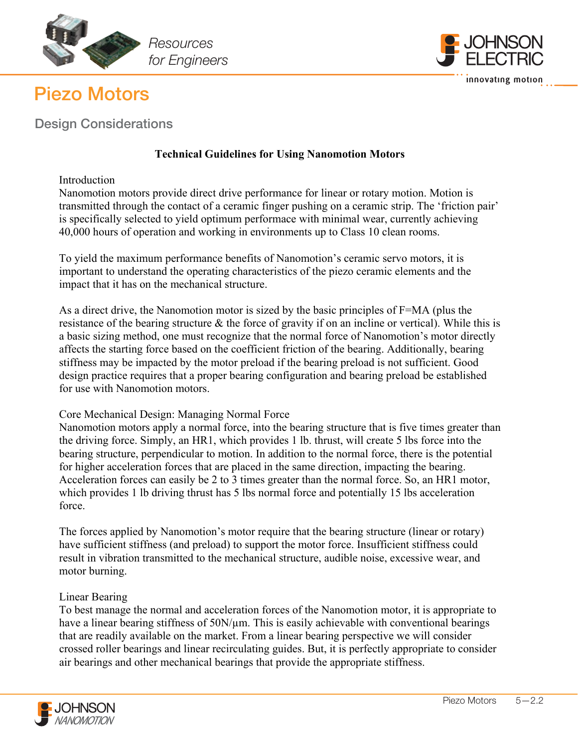# Piezo Motors

## Design Considerations

**Technical Guidelines for Using Nanomotion Motors**

Introduction

Nanomotion motors provide direct drive performance for linear or rotary motion. Motion is transmitted through the contact of a ceramic finger pushing on a ceramic strip. The 'friction pair' is specifically selected to yield optimum performace with minimal wear, currently achieving 40,000 hours of operation and working in environments up to Class 10 clean rooms.

To yield the maximum performance benefits of Nanomotion's ceramic servo motors, it is important to understand the operating characteristics of the piezo ceramic elements and the impact that it has on the mechanical structure.

As a direct drive, the Nanomotion motor is sized by the basic principles of F=MA (plus the resistance of the bearing structure & the force of gravity if on an incline or vertical). While this is a basic sizing method, one must recognize that the normal force of Nanomotion's motor directly affects the starting force based on the coefficient friction of the bearing. Additionally, bearing stiffness may be impacted by the motor preload if the bearing preload is not sufficient. Good design practice requires that a proper bearing configuration and bearing preload be established for use with Nanomotion motors.

Core Mechanical Design: Managing Normal Force

Nanomotion motors apply a normal force, into the bearing structure that is five times greater than the driving force. Simply, an HR1, which provides 1 lb. thrust, will create 5 lbs force into the bearing structure, perpendicular to motion. In addition to the normal force, there is the potential for higher acceleration forces that are placed in the same direction, impacting the bearing. Acceleration forces can easily be 2 to 3 times greater than the normal force. So, an HR1 motor, which provides 1 lb driving thrust has 5 lbs normal force and potentially 15 lbs acceleration force.

The forces applied by Nanomotion's motor require that the bearing structure (linear or rotary) have sufficient stiffness (and preload) to support the motor force. Insufficient stiffness could result in vibration transmitted to the mechanical structure, audible noise, excessive wear, and motor burning.

Linear Bearing

To best manage the normal and acceleration forces of the Nanomotion motor, it is appropriate to have a linear bearing stiffness of 50N/µm. This is easily achievable with conventional bearings that are readily available on the market. From a linear bearing perspective we will consider crossed roller bearings and linear recirculating guides. But, it is perfectly appropriate to consider air bearings and other mechanical bearings that provide the appropriate stiffness.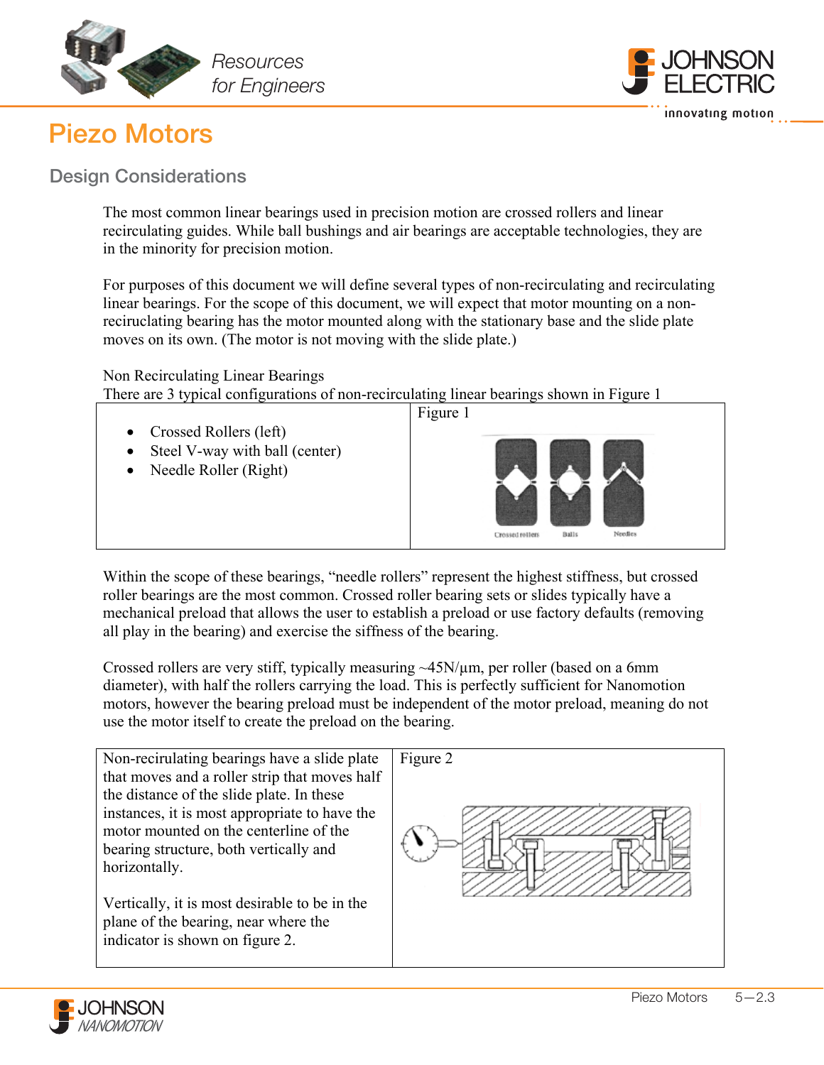# Piezo Motors

## Design Considerations

The most common linear bearings used in precision motion are crossed rollers and linear recirculating guides. While ball bushings and air bearings are acceptable technologies, they are in the minority for precision motion.

For purposes of this document we will define several types of non-recirculating and recirculating linear bearings. For the scope of this document, we will expect that motor mounting on a non-recirculating bearing has the motor mounted along with the stationary base and the slide plate moves on its own. (The motor is not moving with the slide plate.)

Non Recirculating Linear Bearings
There are 3 typical configurations of non-recirculating linear bearings shown in Figure 1

- Crossed Rollers (left)
- Steel V-way with ball (center)
- Needle Roller (Right)

Figure 1

Crossed rollers   Balls   Needles

Within the scope of these bearings, "needle rollers" represent the highest stiffness, but crossed roller bearings are the most common. Crossed roller bearing sets or slides typically have a mechanical preload that allows the user to establish a preload or use factory defaults (removing all play in the bearing) and exercise the siffness of the bearing.

Crossed rollers are very stiff, typically measuring ~45N/µm, per roller (based on a 6mm diameter), with half the rollers carrying the load. This is perfectly sufficient for Nanomotion motors, however the bearing preload must be independent of the motor preload, meaning do not use the motor itself to create the preload on the bearing.

Non-recirulating bearings have a slide plate that moves and a roller strip that moves half the distance of the slide plate. In these instances, it is most appropriate to have the motor mounted on the centerline of the bearing structure, both vertically and horizontally.

Vertically, it is most desirable to be in the plane of the bearing, near where the indicator is shown on figure 2.

Figure 2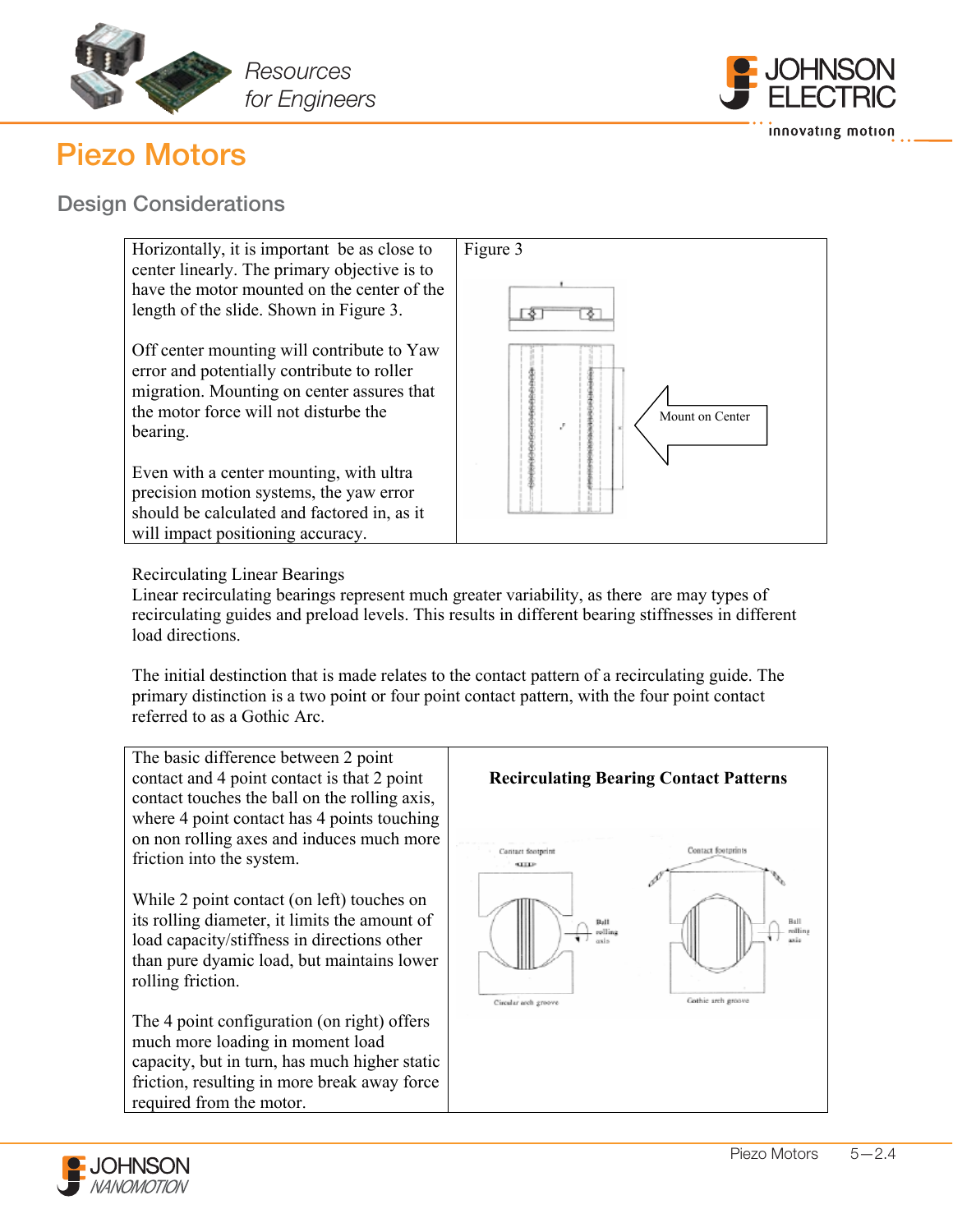# Piezo Motors

## Design Considerations

| Horizontally, it is important be as close to center linearly. The primary objective is to have the motor mounted on the center of the length of the slide. Shown in Figure 3.<br><br>Off center mounting will contribute to Yaw error and potentially contribute to roller migration. Mounting on center assures that the motor force will not disturb the bearing.<br><br>Even with a center mounting, with ultra precision motion systems, the yaw error should be calculated and factored in, as it will impact positioning accuracy. | Figure 3<br><br>Mount on Center |
|---|---|

Recirculating Linear Bearings

Linear recirculating bearings represent much greater variability, as there are may types of recirculating guides and preload levels. This results in different bearing stiffnesses in different load directions.

The initial destinction that is made relates to the contact pattern of a recirculating guide. The primary distinction is a two point or four point contact pattern, with the four point contact referred to as a Gothic Arc.

| The basic difference between 2 point contact and 4 point contact is that 2 point contact touches the ball on the rolling axis, where 4 point contact has 4 points touching on non rolling axes and induces much more friction into the system.<br><br>While 2 point contact (on left) touches on its rolling diameter, it limits the amount of load capacity/stiffness in directions other than pure dyamic load, but maintains lower rolling friction.<br><br>The 4 point configuration (on right) offers much more loading in moment load capacity, but in turn, has much higher static friction, resulting in more break away force required from the motor. | **Recirculating Bearing Contact Patterns**<br><br>Contact footprint — Ball rolling axis — Circular arch groove<br><br>Contact footprints — Ball rolling axis — Gothic arch groove |
|---|---|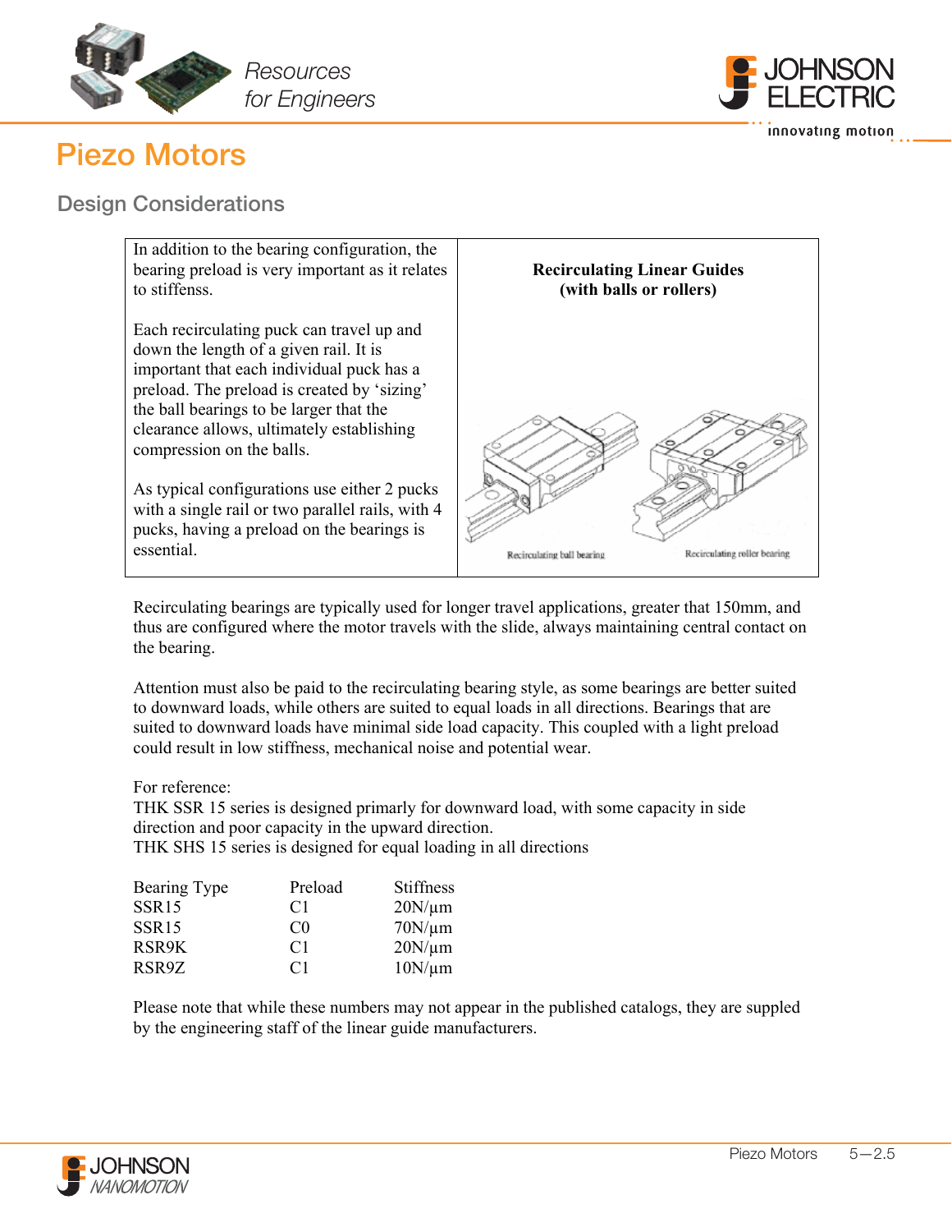# Piezo Motors

## Design Considerations

| In addition to the bearing configuration, the bearing preload is very important as it relates to stiffenss.<br><br>Each recirculating puck can travel up and down the length of a given rail. It is important that each individual puck has a preload. The preload is created by 'sizing' the ball bearings to be larger that the clearance allows, ultimately establishing compression on the balls.<br><br>As typical configurations use either 2 pucks with a single rail or two parallel rails, with 4 pucks, having a preload on the bearings is essential. | **Recirculating Linear Guides (with balls or rollers)**<br><br>Recirculating ball bearing &nbsp;&nbsp;&nbsp; Recirculating roller bearing |
|---|---|

Recirculating bearings are typically used for longer travel applications, greater that 150mm, and thus are configured where the motor travels with the slide, always maintaining central contact on the bearing.

Attention must also be paid to the recirculating bearing style, as some bearings are better suited to downward loads, while others are suited to equal loads in all directions. Bearings that are suited to downward loads have minimal side load capacity. This coupled with a light preload could result in low stiffness, mechanical noise and potential wear.

For reference:
THK SSR 15 series is designed primarly for downward load, with some capacity in side direction and poor capacity in the upward direction.
THK SHS 15 series is designed for equal loading in all directions

| Bearing Type | Preload | Stiffness |
|---|---|---|
| SSR15 | C1 | 20N/µm |
| SSR15 | C0 | 70N/µm |
| RSR9K | C1 | 20N/µm |
| RSR9Z | C1 | 10N/µm |

Please note that while these numbers may not appear in the published catalogs, they are suppled by the engineering staff of the linear guide manufacturers.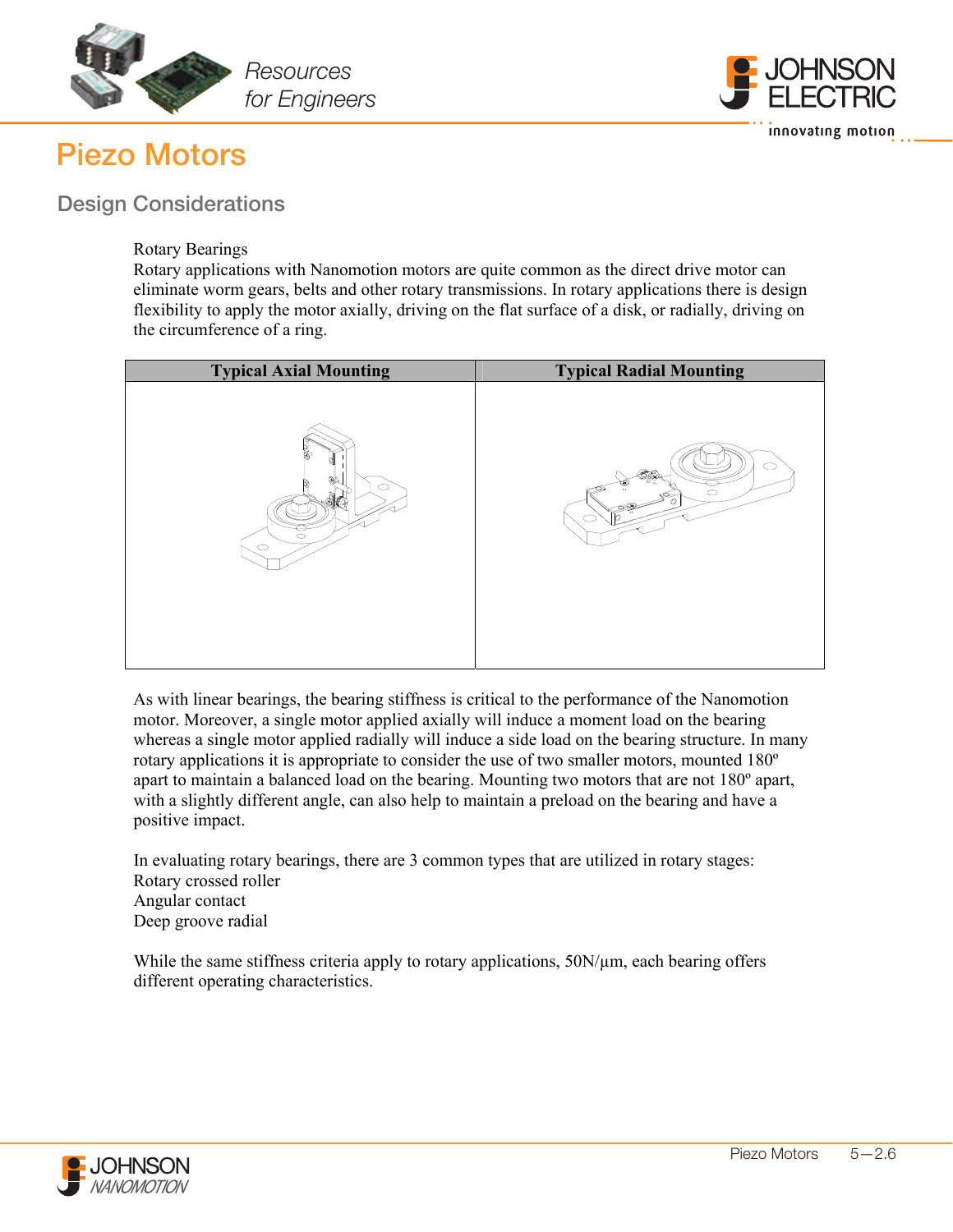# Piezo Motors

## Design Considerations

Rotary Bearings

Rotary applications with Nanomotion motors are quite common as the direct drive motor can eliminate worm gears, belts and other rotary transmissions. In rotary applications there is design flexibility to apply the motor axially, driving on the flat surface of a disk, or radially, driving on the circumference of a ring.

| Typical Axial Mounting | Typical Radial Mounting |
| --- | --- |
| | |

As with linear bearings, the bearing stiffness is critical to the performance of the Nanomotion motor. Moreover, a single motor applied axially will induce a moment load on the bearing whereas a single motor applied radially will induce a side load on the bearing structure. In many rotary applications it is appropriate to consider the use of two smaller motors, mounted 180º apart to maintain a balanced load on the bearing. Mounting two motors that are not 180º apart, with a slightly different angle, can also help to maintain a preload on the bearing and have a positive impact.

In evaluating rotary bearings, there are 3 common types that are utilized in rotary stages:
Rotary crossed roller
Angular contact
Deep groove radial

While the same stiffness criteria apply to rotary applications, 50N/µm, each bearing offers different operating characteristics.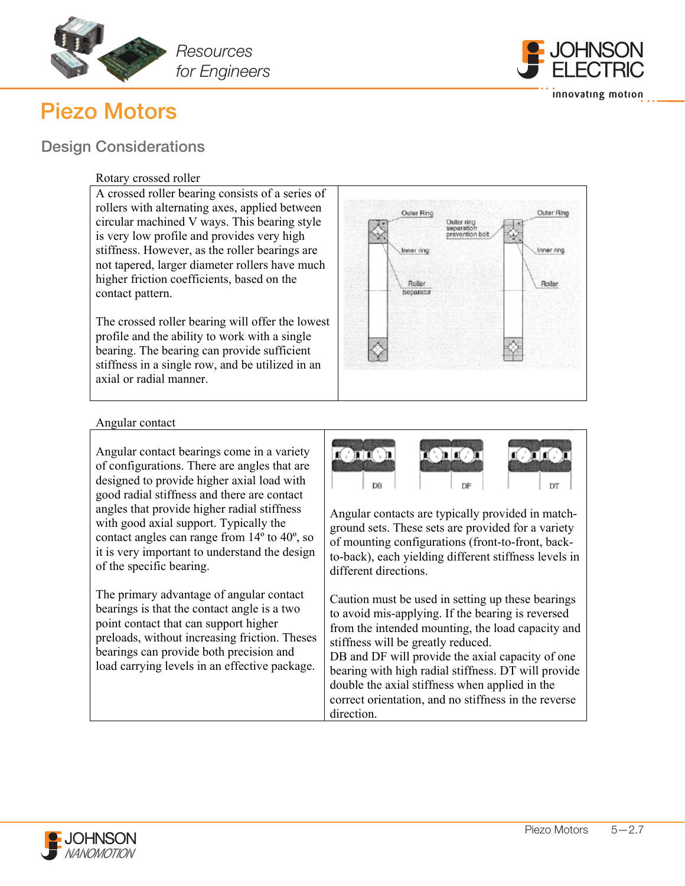# Piezo Motors

## Design Considerations

Rotary crossed roller

A crossed roller bearing consists of a series of rollers with alternating axes, applied between circular machined V ways. This bearing style is very low profile and provides very high stiffness. However, as the roller bearings are not tapered, larger diameter rollers have much higher friction coefficients, based on the contact pattern.

The crossed roller bearing will offer the lowest profile and the ability to work with a single bearing. The bearing can provide sufficient stiffness in a single row, and be utilized in an axial or radial manner.

Outer Ring · Inner ring · Roller · Separator · Outer ring separation prevention bolt

Angular contact

Angular contact bearings come in a variety of configurations. There are angles that are designed to provide higher axial load with good radial stiffness and there are contact angles that provide higher radial stiffness with good axial support. Typically the contact angles can range from 14º to 40º, so it is very important to understand the design of the specific bearing.

The primary advantage of angular contact bearings is that the contact angle is a two point contact that can support higher preloads, without increasing friction. Theses bearings can provide both precision and load carrying levels in an effective package.

DB · DF · DT

Angular contacts are typically provided in match-ground sets. These sets are provided for a variety of mounting configurations (front-to-front, back-to-back), each yielding different stiffness levels in different directions.

Caution must be used in setting up these bearings to avoid mis-applying. If the bearing is reversed from the intended mounting, the load capacity and stiffness will be greatly reduced.
DB and DF will provide the axial capacity of one bearing with high radial stiffness. DT will provide double the axial stiffness when applied in the correct orientation, and no stiffness in the reverse direction.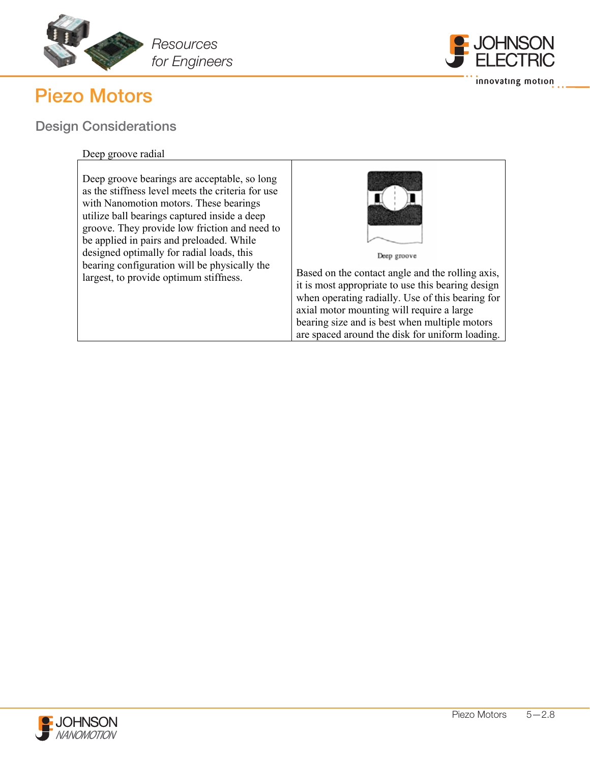# Piezo Motors

## Design Considerations

Deep groove radial

| Deep groove bearings are acceptable, so long as the stiffness level meets the criteria for use with Nanomotion motors. These bearings utilize ball bearings captured inside a deep groove. They provide low friction and need to be applied in pairs and preloaded. While designed optimally for radial loads, this bearing configuration will be physically the largest, to provide optimum stiffness. | Deep groove<br><br>Based on the contact angle and the rolling axis, it is most appropriate to use this bearing design when operating radially. Use of this bearing for axial motor mounting will require a large bearing size and is best when multiple motors are spaced around the disk for uniform loading. |
|---|---|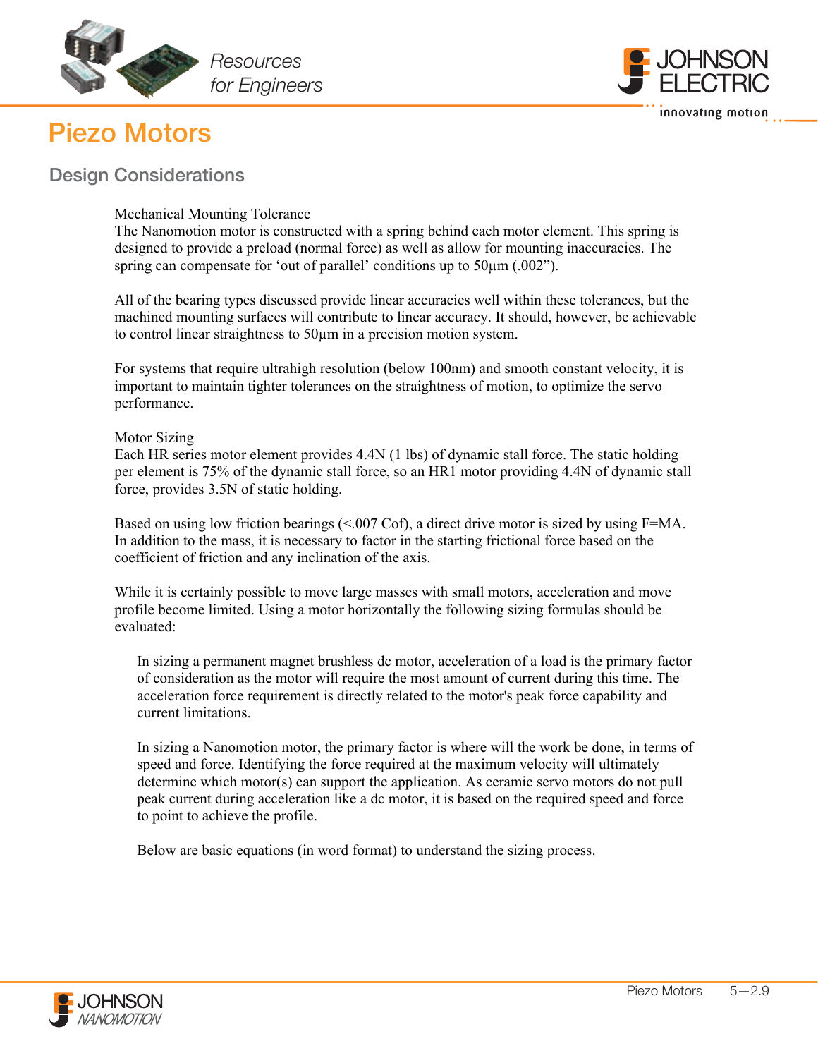# Piezo Motors

## Design Considerations

### Mechanical Mounting Tolerance

The Nanomotion motor is constructed with a spring behind each motor element. This spring is designed to provide a preload (normal force) as well as allow for mounting inaccuracies. The spring can compensate for 'out of parallel' conditions up to 50µm (.002").

All of the bearing types discussed provide linear accuracies well within these tolerances, but the machined mounting surfaces will contribute to linear accuracy. It should, however, be achievable to control linear straightness to 50µm in a precision motion system.

For systems that require ultrahigh resolution (below 100nm) and smooth constant velocity, it is important to maintain tighter tolerances on the straightness of motion, to optimize the servo performance.

### Motor Sizing

Each HR series motor element provides 4.4N (1 lbs) of dynamic stall force. The static holding per element is 75% of the dynamic stall force, so an HR1 motor providing 4.4N of dynamic stall force, provides 3.5N of static holding.

Based on using low friction bearings (<.007 Cof), a direct drive motor is sized by using F=MA. In addition to the mass, it is necessary to factor in the starting frictional force based on the coefficient of friction and any inclination of the axis.

While it is certainly possible to move large masses with small motors, acceleration and move profile become limited. Using a motor horizontally the following sizing formulas should be evaluated:

> In sizing a permanent magnet brushless dc motor, acceleration of a load is the primary factor of consideration as the motor will require the most amount of current during this time. The acceleration force requirement is directly related to the motor's peak force capability and current limitations.
>
> In sizing a Nanomotion motor, the primary factor is where will the work be done, in terms of speed and force. Identifying the force required at the maximum velocity will ultimately determine which motor(s) can support the application. As ceramic servo motors do not pull peak current during acceleration like a dc motor, it is based on the required speed and force to point to achieve the profile.
>
> Below are basic equations (in word format) to understand the sizing process.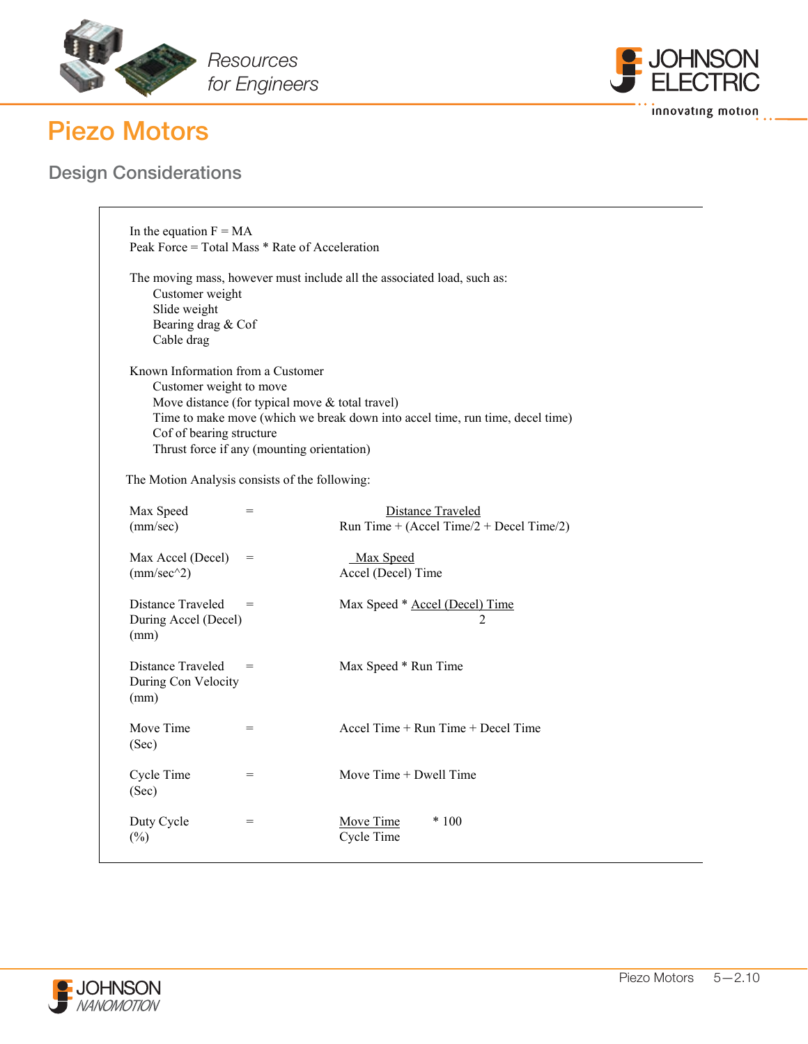# Piezo Motors

## Design Considerations

In the equation F = MA
Peak Force = Total Mass * Rate of Acceleration

The moving mass, however must include all the associated load, such as:

- Customer weight
- Slide weight
- Bearing drag & Cof
- Cable drag

Known Information from a Customer

- Customer weight to move
- Move distance (for typical move & total travel)
- Time to make move (which we break down into accel time, run time, decel time)
- Cof of bearing structure
- Thrust force if any (mounting orientation)

The Motion Analysis consists of the following:

Max Speed (mm/sec) = $\dfrac{\text{Distance Traveled}}{\text{Run Time} + (\text{Accel Time}/2 + \text{Decel Time}/2)}$

Max Accel (Decel) (mm/sec^2) = $\dfrac{\text{Max Speed}}{\text{Accel (Decel) Time}}$

Distance Traveled During Accel (Decel) (mm) = Max Speed * $\dfrac{\text{Accel (Decel) Time}}{2}$

Distance Traveled During Con Velocity (mm) = Max Speed * Run Time

Move Time (Sec) = Accel Time + Run Time + Decel Time

Cycle Time (Sec) = Move Time + Dwell Time

Duty Cycle (%) = $\dfrac{\text{Move Time}}{\text{Cycle Time}}$ * 100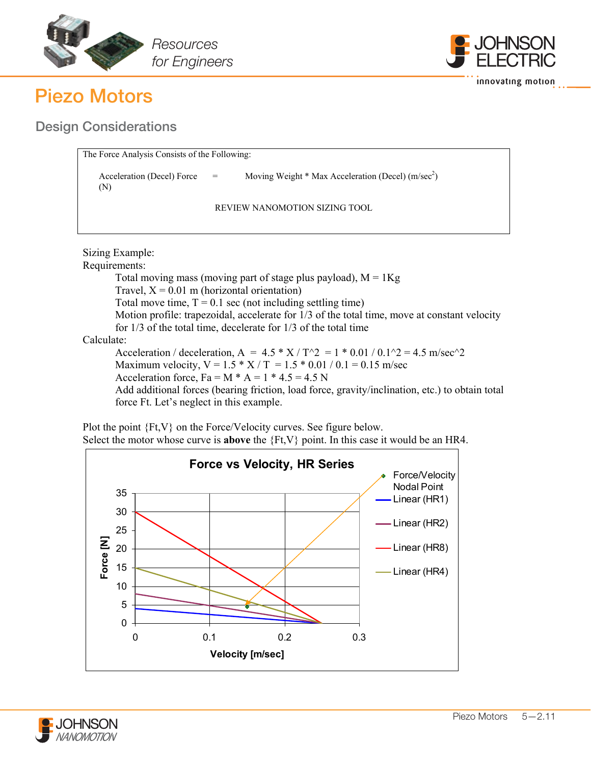# Piezo Motors

## Design Considerations

The Force Analysis Consists of the Following:

Acceleration (Decel) Force (N) = Moving Weight * Max Acceleration (Decel) ($m/sec^2$)

REVIEW NANOMOTION SIZING TOOL

Sizing Example:

Requirements:

- Total moving mass (moving part of stage plus payload), M = 1Kg
- Travel, X = 0.01 m (horizontal orientation)
- Total move time, T = 0.1 sec (not including settling time)
- Motion profile: trapezoidal, accelerate for 1/3 of the total time, move at constant velocity for 1/3 of the total time, decelerate for 1/3 of the total time

Calculate:

- Acceleration / deceleration, A = 4.5 * X / T^2 = 1 * 0.01 / 0.1^2 = 4.5 m/sec^2
- Maximum velocity, V = 1.5 * X / T = 1.5 * 0.01 / 0.1 = 0.15 m/sec
- Acceleration force, Fa = M * A = 1 * 4.5 = 4.5 N
- Add additional forces (bearing friction, load force, gravity/inclination, etc.) to obtain total force Ft. Let's neglect in this example.

Plot the point {Ft,V} on the Force/Velocity curves. See figure below.
Select the motor whose curve is **above** the {Ft,V} point. In this case it would be an HR4.

**Force vs Velocity, HR Series**

- Force [N] (0–35) vs Velocity [m/sec] (0–0.3)
- Legend: Force/Velocity Nodal Point; Linear (HR1); Linear (HR2); Linear (HR8); Linear (HR4)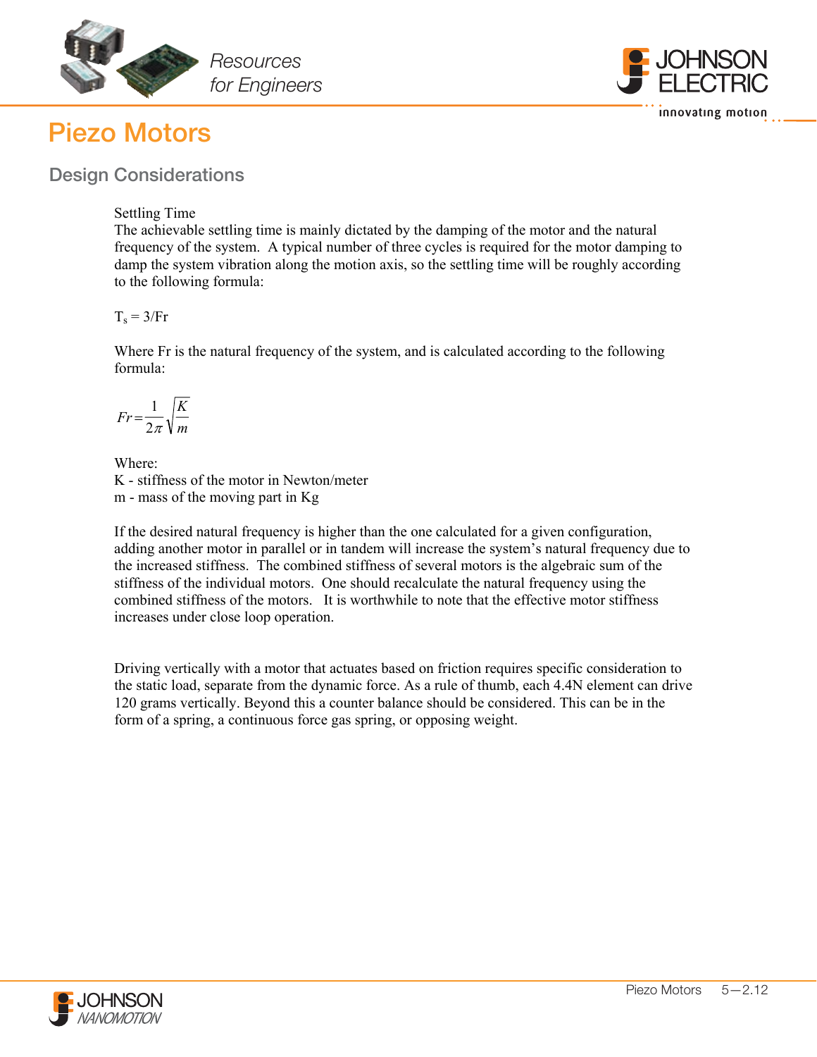# Piezo Motors

## Design Considerations

Settling Time

The achievable settling time is mainly dictated by the damping of the motor and the natural frequency of the system. A typical number of three cycles is required for the motor damping to damp the system vibration along the motion axis, so the settling time will be roughly according to the following formula:

$$T_s = 3/Fr$$

Where Fr is the natural frequency of the system, and is calculated according to the following formula:

$$Fr = \frac{1}{2\pi}\sqrt{\frac{K}{m}}$$

Where:

K - stiffness of the motor in Newton/meter

m - mass of the moving part in Kg

If the desired natural frequency is higher than the one calculated for a given configuration, adding another motor in parallel or in tandem will increase the system's natural frequency due to the increased stiffness. The combined stiffness of several motors is the algebraic sum of the stiffness of the individual motors. One should recalculate the natural frequency using the combined stiffness of the motors. It is worthwhile to note that the effective motor stiffness increases under close loop operation.

Driving vertically with a motor that actuates based on friction requires specific consideration to the static load, separate from the dynamic force. As a rule of thumb, each 4.4N element can drive 120 grams vertically. Beyond this a counter balance should be considered. This can be in the form of a spring, a continuous force gas spring, or opposing weight.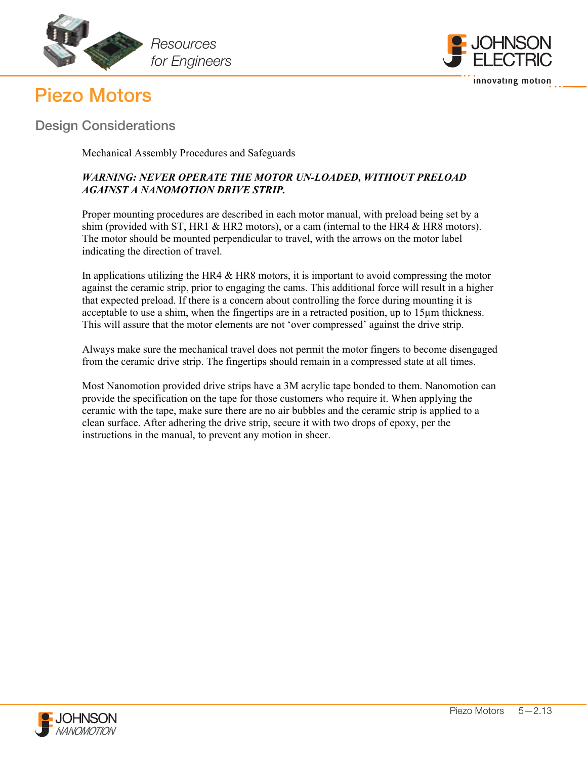# Piezo Motors

## Design Considerations

Mechanical Assembly Procedures and Safeguards

***WARNING: NEVER OPERATE THE MOTOR UN-LOADED, WITHOUT PRELOAD AGAINST A NANOMOTION DRIVE STRIP.***

Proper mounting procedures are described in each motor manual, with preload being set by a shim (provided with ST, HR1 & HR2 motors), or a cam (internal to the HR4 & HR8 motors). The motor should be mounted perpendicular to travel, with the arrows on the motor label indicating the direction of travel.

In applications utilizing the HR4 & HR8 motors, it is important to avoid compressing the motor against the ceramic strip, prior to engaging the cams. This additional force will result in a higher that expected preload. If there is a concern about controlling the force during mounting it is acceptable to use a shim, when the fingertips are in a retracted position, up to 15µm thickness. This will assure that the motor elements are not 'over compressed' against the drive strip.

Always make sure the mechanical travel does not permit the motor fingers to become disengaged from the ceramic drive strip. The fingertips should remain in a compressed state at all times.

Most Nanomotion provided drive strips have a 3M acrylic tape bonded to them. Nanomotion can provide the specification on the tape for those customers who require it. When applying the ceramic with the tape, make sure there are no air bubbles and the ceramic strip is applied to a clean surface. After adhering the drive strip, secure it with two drops of epoxy, per the instructions in the manual, to prevent any motion in sheer.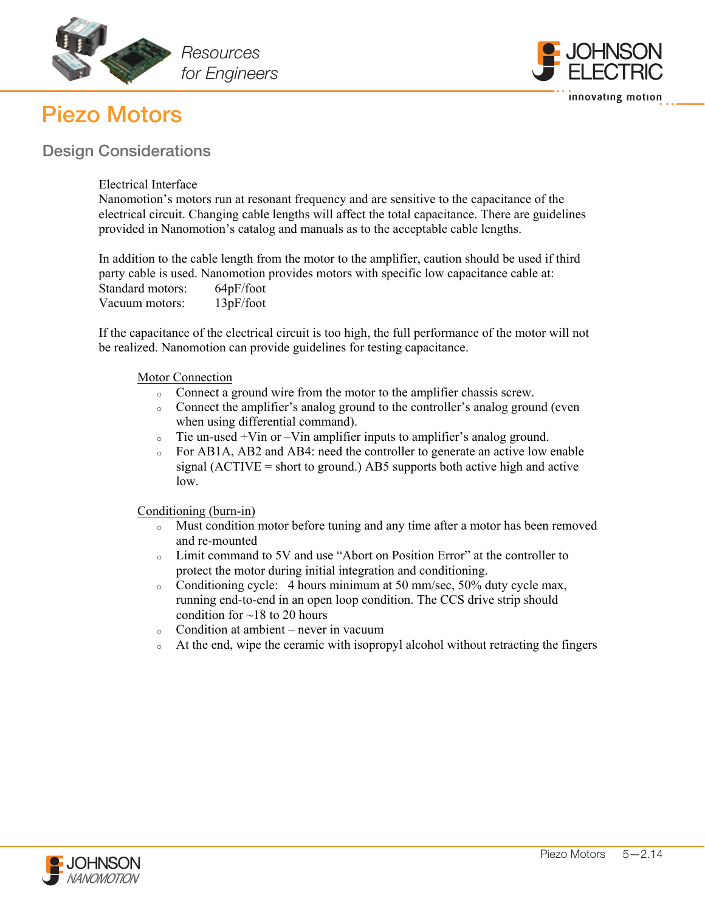# Piezo Motors

## Design Considerations

Electrical Interface
Nanomotion's motors run at resonant frequency and are sensitive to the capacitance of the electrical circuit. Changing cable lengths will affect the total capacitance. There are guidelines provided in Nanomotion's catalog and manuals as to the acceptable cable lengths.

In addition to the cable length from the motor to the amplifier, caution should be used if third party cable is used. Nanomotion provides motors with specific low capacitance cable at:
Standard motors: 64pF/foot
Vacuum motors: 13pF/foot

If the capacitance of the electrical circuit is too high, the full performance of the motor will not be realized. Nanomotion can provide guidelines for testing capacitance.

Motor Connection

- Connect a ground wire from the motor to the amplifier chassis screw.
- Connect the amplifier's analog ground to the controller's analog ground (even when using differential command).
- Tie un-used +Vin or –Vin amplifier inputs to amplifier's analog ground.
- For AB1A, AB2 and AB4: need the controller to generate an active low enable signal (ACTIVE = short to ground.) AB5 supports both active high and active low.

Conditioning (burn-in)

- Must condition motor before tuning and any time after a motor has been removed and re-mounted
- Limit command to 5V and use "Abort on Position Error" at the controller to protect the motor during initial integration and conditioning.
- Conditioning cycle: 4 hours minimum at 50 mm/sec, 50% duty cycle max, running end-to-end in an open loop condition. The CCS drive strip should condition for ~18 to 20 hours
- Condition at ambient – never in vacuum
- At the end, wipe the ceramic with isopropyl alcohol without retracting the fingers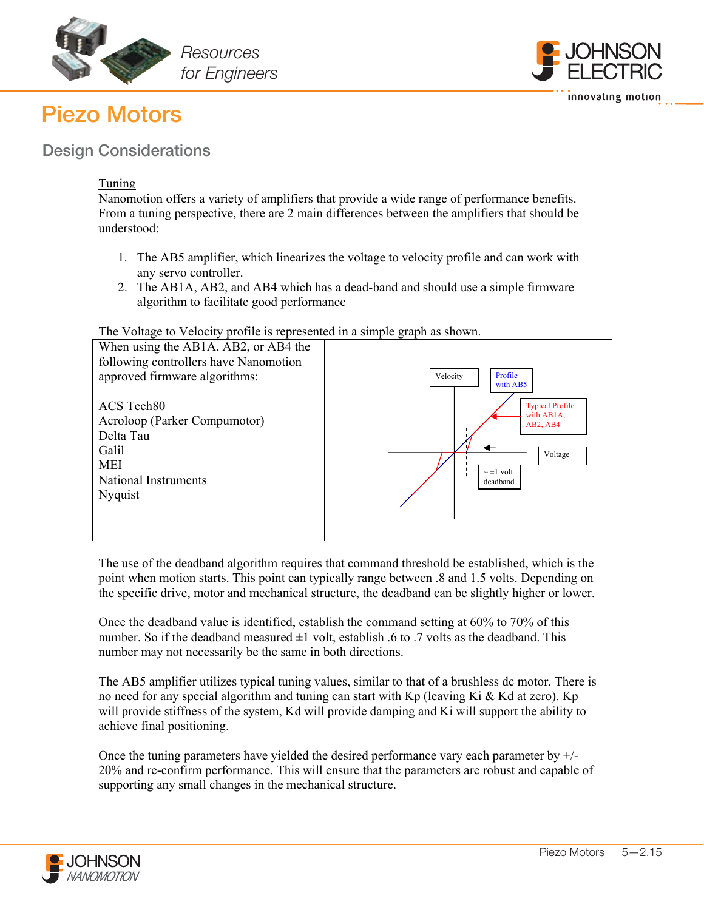# Piezo Motors

## Design Considerations

### Tuning

Nanomotion offers a variety of amplifiers that provide a wide range of performance benefits. From a tuning perspective, there are 2 main differences between the amplifiers that should be understood:

1. The AB5 amplifier, which linearizes the voltage to velocity profile and can work with any servo controller.
2. The AB1A, AB2, and AB4 which has a dead-band and should use a simple firmware algorithm to facilitate good performance

The Voltage to Velocity profile is represented in a simple graph as shown.

When using the AB1A, AB2, or AB4 the following controllers have Nanomotion approved firmware algorithms:

ACS Tech80
Acroloop (Parker Compumotor)
Delta Tau
Galil
MEI
National Instruments
Nyquist

Velocity

Profile with AB5

Typical Profile with AB1A, AB2, AB4

Voltage

~ ±1 volt deadband

The use of the deadband algorithm requires that command threshold be established, which is the point when motion starts. This point can typically range between .8 and 1.5 volts. Depending on the specific drive, motor and mechanical structure, the deadband can be slightly higher or lower.

Once the deadband value is identified, establish the command setting at 60% to 70% of this number. So if the deadband measured ±1 volt, establish .6 to .7 volts as the deadband. This number may not necessarily be the same in both directions.

The AB5 amplifier utilizes typical tuning values, similar to that of a brushless dc motor. There is no need for any special algorithm and tuning can start with Kp (leaving Ki & Kd at zero). Kp will provide stiffness of the system, Kd will provide damping and Ki will support the ability to achieve final positioning.

Once the tuning parameters have yielded the desired performance vary each parameter by +/- 20% and re-confirm performance. This will ensure that the parameters are robust and capable of supporting any small changes in the mechanical structure.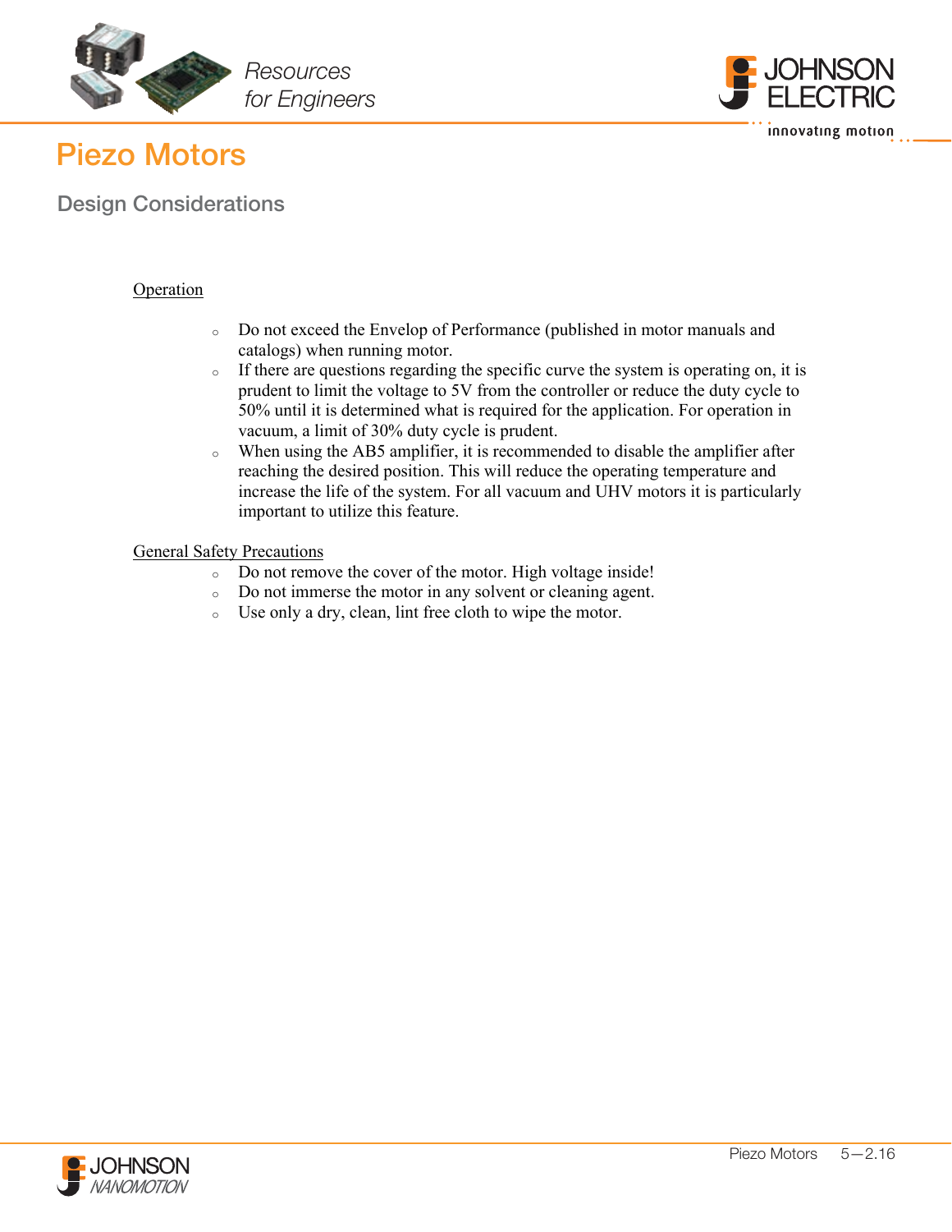# Piezo Motors

## Design Considerations

Operation

- Do not exceed the Envelop of Performance (published in motor manuals and catalogs) when running motor.
- If there are questions regarding the specific curve the system is operating on, it is prudent to limit the voltage to 5V from the controller or reduce the duty cycle to 50% until it is determined what is required for the application. For operation in vacuum, a limit of 30% duty cycle is prudent.
- When using the AB5 amplifier, it is recommended to disable the amplifier after reaching the desired position. This will reduce the operating temperature and increase the life of the system. For all vacuum and UHV motors it is particularly important to utilize this feature.

General Safety Precautions

- Do not remove the cover of the motor. High voltage inside!
- Do not immerse the motor in any solvent or cleaning agent.
- Use only a dry, clean, lint free cloth to wipe the motor.